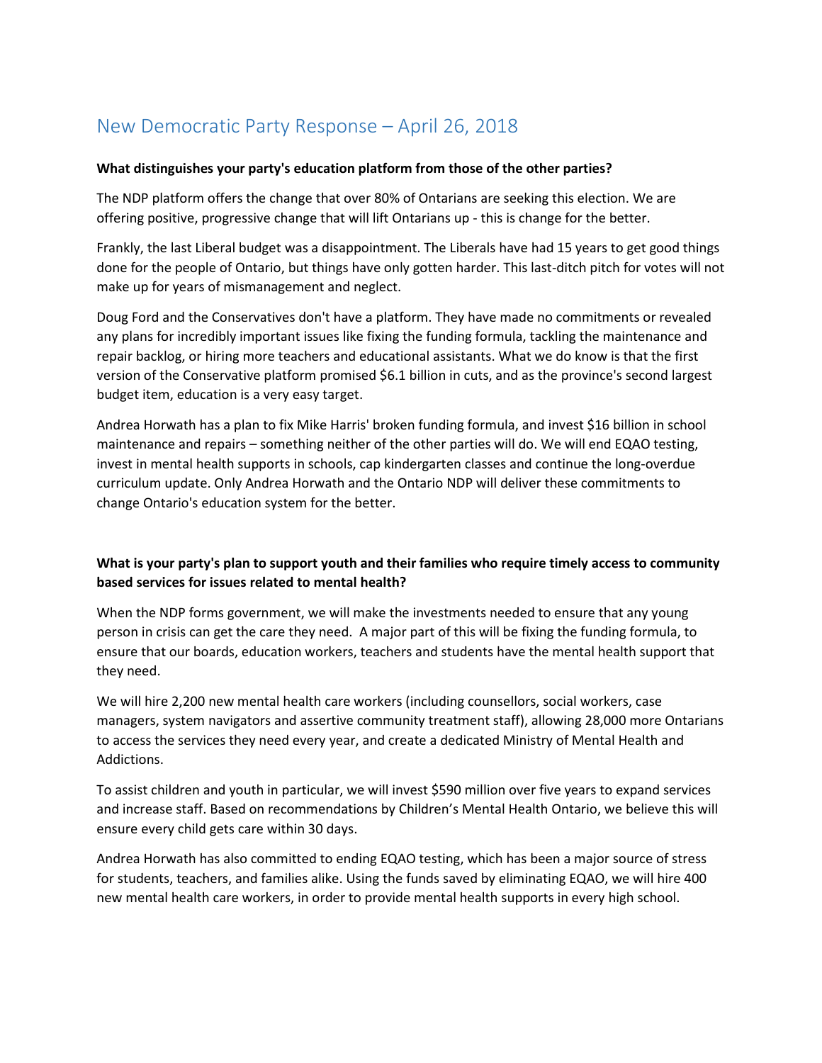# New Democratic Party Response – April 26, 2018

**What distinguishes your party's education platform from those of the other parties?**

The NDP platform offers the change that over 80% of Ontarians are seeking this election. We are offering positive, progressive change that will lift Ontarians up - this is change for the better.

Frankly, the last Liberal budget was a disappointment. The Liberals have had 15 years to get good things done for the people of Ontario, but things have only gotten harder. This last-ditch pitch for votes will not make up for years of mismanagement and neglect.

Doug Ford and the Conservatives don't have a platform. They have made no commitments or revealed any plans for incredibly important issues like fixing the funding formula, tackling the maintenance and repair backlog, or hiring more teachers and educational assistants. What we do know is that the first version of the Conservative platform promised $6.1 billion in cuts, and as the province's second largest budget item, education is a very easy target.

Andrea Horwath has a plan to fix Mike Harris' broken funding formula, and invest $16 billion in school maintenance and repairs – something neither of the other parties will do. We will end EQAO testing, invest in mental health supports in schools, cap kindergarten classes and continue the long-overdue curriculum update. Only Andrea Horwath and the Ontario NDP will deliver these commitments to change Ontario's education system for the better.

**What is your party's plan to support youth and their families who require timely access to community based services for issues related to mental health?**

When the NDP forms government, we will make the investments needed to ensure that any young person in crisis can get the care they need. A major part of this will be fixing the funding formula, to ensure that our boards, education workers, teachers and students have the mental health support that they need.

We will hire 2,200 new mental health care workers (including counsellors, social workers, case managers, system navigators and assertive community treatment staff), allowing 28,000 more Ontarians to access the services they need every year, and create a dedicated Ministry of Mental Health and Addictions.

To assist children and youth in particular, we will invest $590 million over five years to expand services and increase staff. Based on recommendations by Children's Mental Health Ontario, we believe this will ensure every child gets care within 30 days.

Andrea Horwath has also committed to ending EQAO testing, which has been a major source of stress for students, teachers, and families alike. Using the funds saved by eliminating EQAO, we will hire 400 new mental health care workers, in order to provide mental health supports in every high school.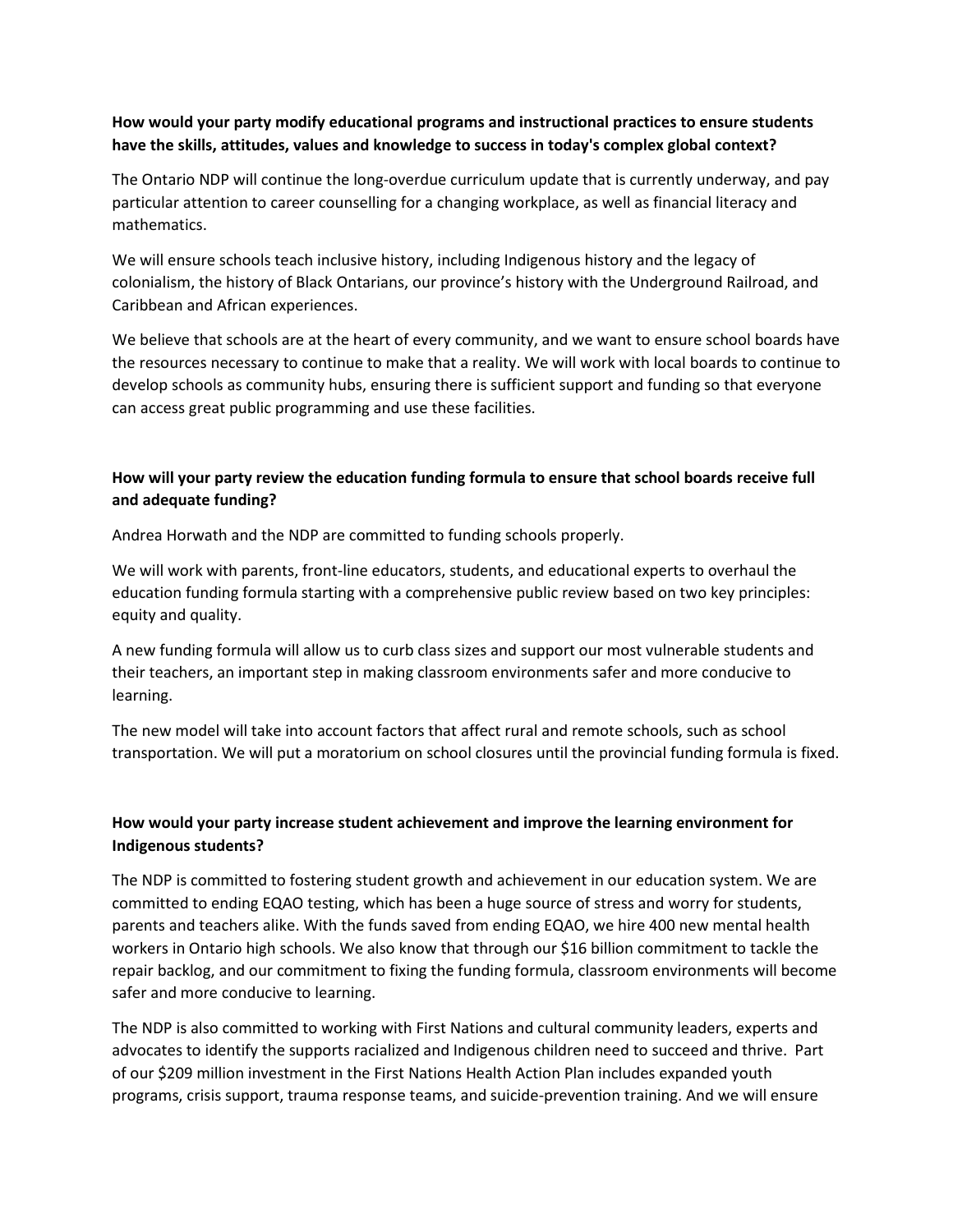**How would your party modify educational programs and instructional practices to ensure students have the skills, attitudes, values and knowledge to success in today's complex global context?**

The Ontario NDP will continue the long-overdue curriculum update that is currently underway, and pay particular attention to career counselling for a changing workplace, as well as financial literacy and mathematics.

We will ensure schools teach inclusive history, including Indigenous history and the legacy of colonialism, the history of Black Ontarians, our province's history with the Underground Railroad, and Caribbean and African experiences.

We believe that schools are at the heart of every community, and we want to ensure school boards have the resources necessary to continue to make that a reality. We will work with local boards to continue to develop schools as community hubs, ensuring there is sufficient support and funding so that everyone can access great public programming and use these facilities.

**How will your party review the education funding formula to ensure that school boards receive full and adequate funding?**

Andrea Horwath and the NDP are committed to funding schools properly.

We will work with parents, front-line educators, students, and educational experts to overhaul the education funding formula starting with a comprehensive public review based on two key principles: equity and quality.

A new funding formula will allow us to curb class sizes and support our most vulnerable students and their teachers, an important step in making classroom environments safer and more conducive to learning.

The new model will take into account factors that affect rural and remote schools, such as school transportation. We will put a moratorium on school closures until the provincial funding formula is fixed.

**How would your party increase student achievement and improve the learning environment for Indigenous students?**

The NDP is committed to fostering student growth and achievement in our education system. We are committed to ending EQAO testing, which has been a huge source of stress and worry for students, parents and teachers alike. With the funds saved from ending EQAO, we hire 400 new mental health workers in Ontario high schools. We also know that through our $16 billion commitment to tackle the repair backlog, and our commitment to fixing the funding formula, classroom environments will become safer and more conducive to learning.

The NDP is also committed to working with First Nations and cultural community leaders, experts and advocates to identify the supports racialized and Indigenous children need to succeed and thrive. Part of our $209 million investment in the First Nations Health Action Plan includes expanded youth programs, crisis support, trauma response teams, and suicide-prevention training. And we will ensure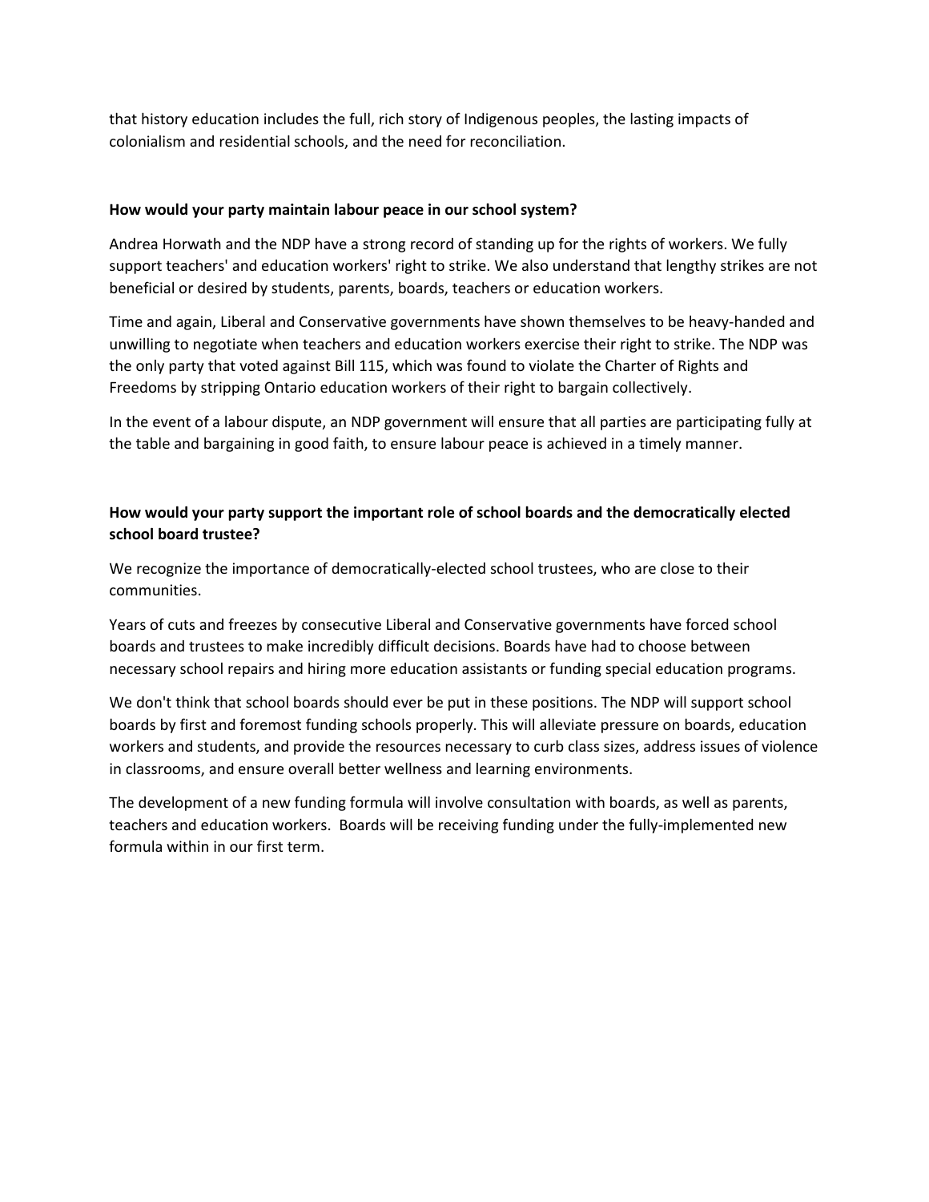that history education includes the full, rich story of Indigenous peoples, the lasting impacts of colonialism and residential schools, and the need for reconciliation.

**How would your party maintain labour peace in our school system?**

Andrea Horwath and the NDP have a strong record of standing up for the rights of workers. We fully support teachers' and education workers' right to strike. We also understand that lengthy strikes are not beneficial or desired by students, parents, boards, teachers or education workers.

Time and again, Liberal and Conservative governments have shown themselves to be heavy-handed and unwilling to negotiate when teachers and education workers exercise their right to strike. The NDP was the only party that voted against Bill 115, which was found to violate the Charter of Rights and Freedoms by stripping Ontario education workers of their right to bargain collectively.

In the event of a labour dispute, an NDP government will ensure that all parties are participating fully at the table and bargaining in good faith, to ensure labour peace is achieved in a timely manner.

**How would your party support the important role of school boards and the democratically elected school board trustee?**

We recognize the importance of democratically-elected school trustees, who are close to their communities.

Years of cuts and freezes by consecutive Liberal and Conservative governments have forced school boards and trustees to make incredibly difficult decisions. Boards have had to choose between necessary school repairs and hiring more education assistants or funding special education programs.

We don't think that school boards should ever be put in these positions. The NDP will support school boards by first and foremost funding schools properly. This will alleviate pressure on boards, education workers and students, and provide the resources necessary to curb class sizes, address issues of violence in classrooms, and ensure overall better wellness and learning environments.

The development of a new funding formula will involve consultation with boards, as well as parents, teachers and education workers. Boards will be receiving funding under the fully-implemented new formula within in our first term.